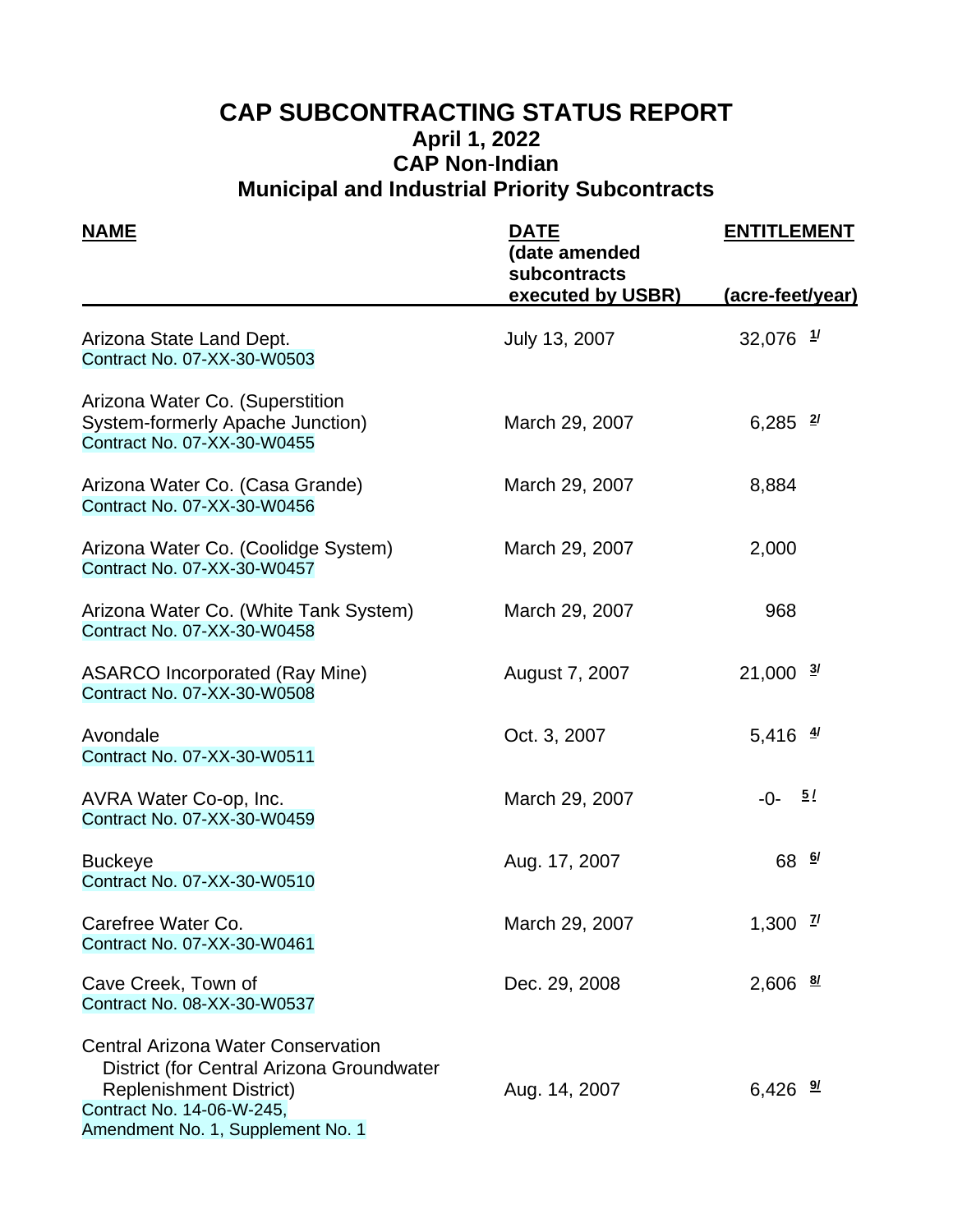# CAP SUBCONTRACTING STATUS REPORT

## April 1, 2022

## CAP Non-Indian

## Municipal and Industrial Priority Subcontracts

| NAME | DATE (date amended subcontracts executed by USBR) | ENTITLEMENT (acre-feet/year) |
|---|---|---|
| Arizona State Land Dept.<br>Contract No. 07-XX-30-W0503 | July 13, 2007 | 32,076 1/ |
| Arizona Water Co. (Superstition System-formerly Apache Junction)<br>Contract No. 07-XX-30-W0455 | March 29, 2007 | 6,285 2/ |
| Arizona Water Co. (Casa Grande)<br>Contract No. 07-XX-30-W0456 | March 29, 2007 | 8,884 |
| Arizona Water Co. (Coolidge System)<br>Contract No. 07-XX-30-W0457 | March 29, 2007 | 2,000 |
| Arizona Water Co. (White Tank System)<br>Contract No. 07-XX-30-W0458 | March 29, 2007 | 968 |
| ASARCO Incorporated (Ray Mine)<br>Contract No. 07-XX-30-W0508 | August 7, 2007 | 21,000 3/ |
| Avondale<br>Contract No. 07-XX-30-W0511 | Oct. 3, 2007 | 5,416 4/ |
| AVRA Water Co-op, Inc.<br>Contract No. 07-XX-30-W0459 | March 29, 2007 | -0- 5/ |
| Buckeye<br>Contract No. 07-XX-30-W0510 | Aug. 17, 2007 | 68 6/ |
| Carefree Water Co.<br>Contract No. 07-XX-30-W0461 | March 29, 2007 | 1,300 7/ |
| Cave Creek, Town of<br>Contract No. 08-XX-30-W0537 | Dec. 29, 2008 | 2,606 8/ |
| Central Arizona Water Conservation District (for Central Arizona Groundwater Replenishment District)<br>Contract No. 14-06-W-245, Amendment No. 1, Supplement No. 1 | Aug. 14, 2007 | 6,426 9/ |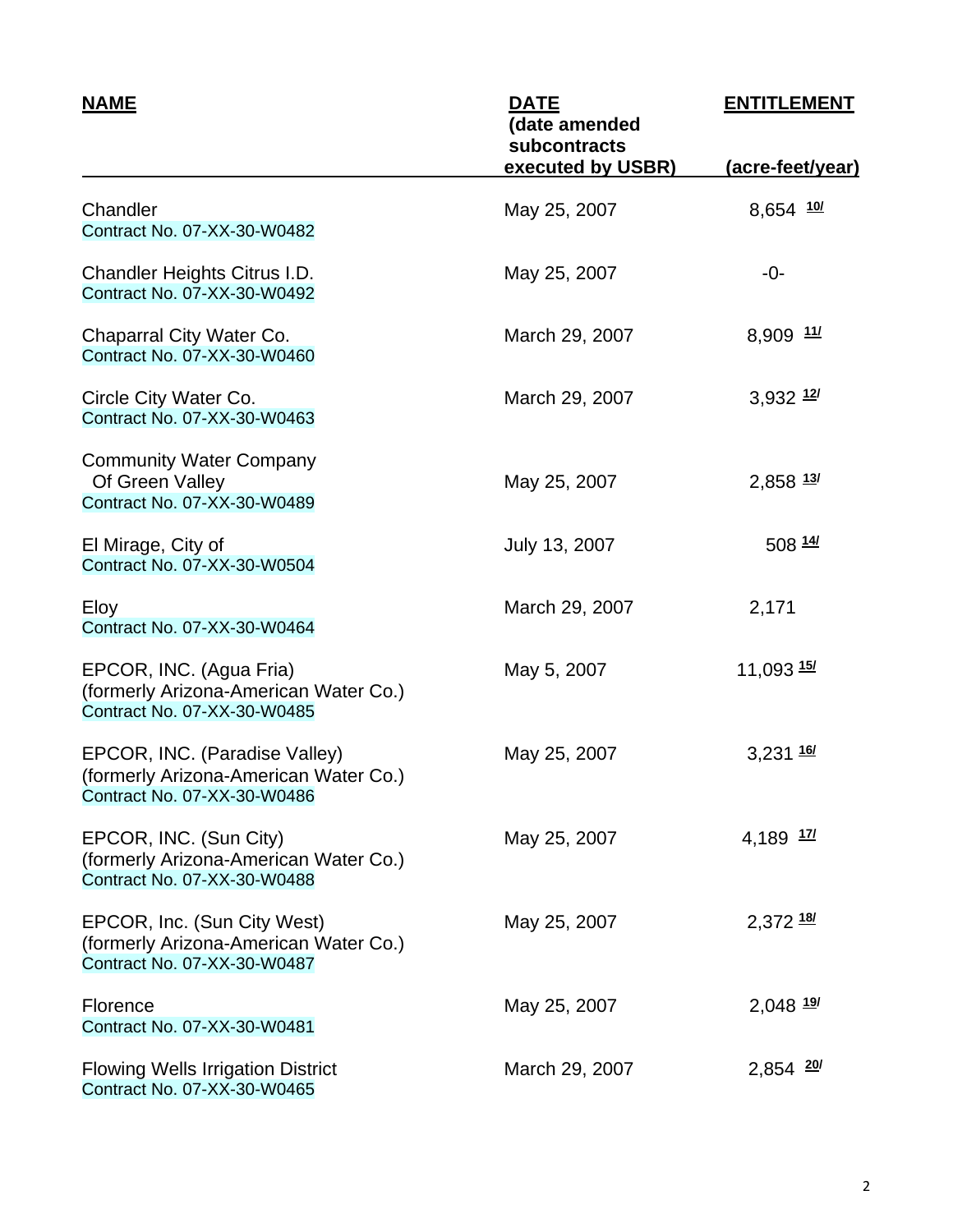| NAME | DATE (date amended subcontracts executed by USBR) | ENTITLEMENT (acre-feet/year) |
|---|---|---|
| Chandler<br>Contract No. 07-XX-30-W0482 | May 25, 2007 | 8,654 [10/] |
| Chandler Heights Citrus I.D.<br>Contract No. 07-XX-30-W0492 | May 25, 2007 | -0- |
| Chaparral City Water Co.<br>Contract No. 07-XX-30-W0460 | March 29, 2007 | 8,909 [11/] |
| Circle City Water Co.<br>Contract No. 07-XX-30-W0463 | March 29, 2007 | 3,932 [12/] |
| Community Water Company Of Green Valley<br>Contract No. 07-XX-30-W0489 | May 25, 2007 | 2,858 [13/] |
| El Mirage, City of<br>Contract No. 07-XX-30-W0504 | July 13, 2007 | 508 [14/] |
| Eloy<br>Contract No. 07-XX-30-W0464 | March 29, 2007 | 2,171 |
| EPCOR, INC. (Agua Fria)<br>(formerly Arizona-American Water Co.)<br>Contract No. 07-XX-30-W0485 | May 5, 2007 | 11,093 [15/] |
| EPCOR, INC. (Paradise Valley)<br>(formerly Arizona-American Water Co.)<br>Contract No. 07-XX-30-W0486 | May 25, 2007 | 3,231 [16/] |
| EPCOR, INC. (Sun City)<br>(formerly Arizona-American Water Co.)<br>Contract No. 07-XX-30-W0488 | May 25, 2007 | 4,189 [17/] |
| EPCOR, Inc. (Sun City West)<br>(formerly Arizona-American Water Co.)<br>Contract No. 07-XX-30-W0487 | May 25, 2007 | 2,372 [18/] |
| Florence<br>Contract No. 07-XX-30-W0481 | May 25, 2007 | 2,048 [19/] |
| Flowing Wells Irrigation District<br>Contract No. 07-XX-30-W0465 | March 29, 2007 | 2,854 [20/] |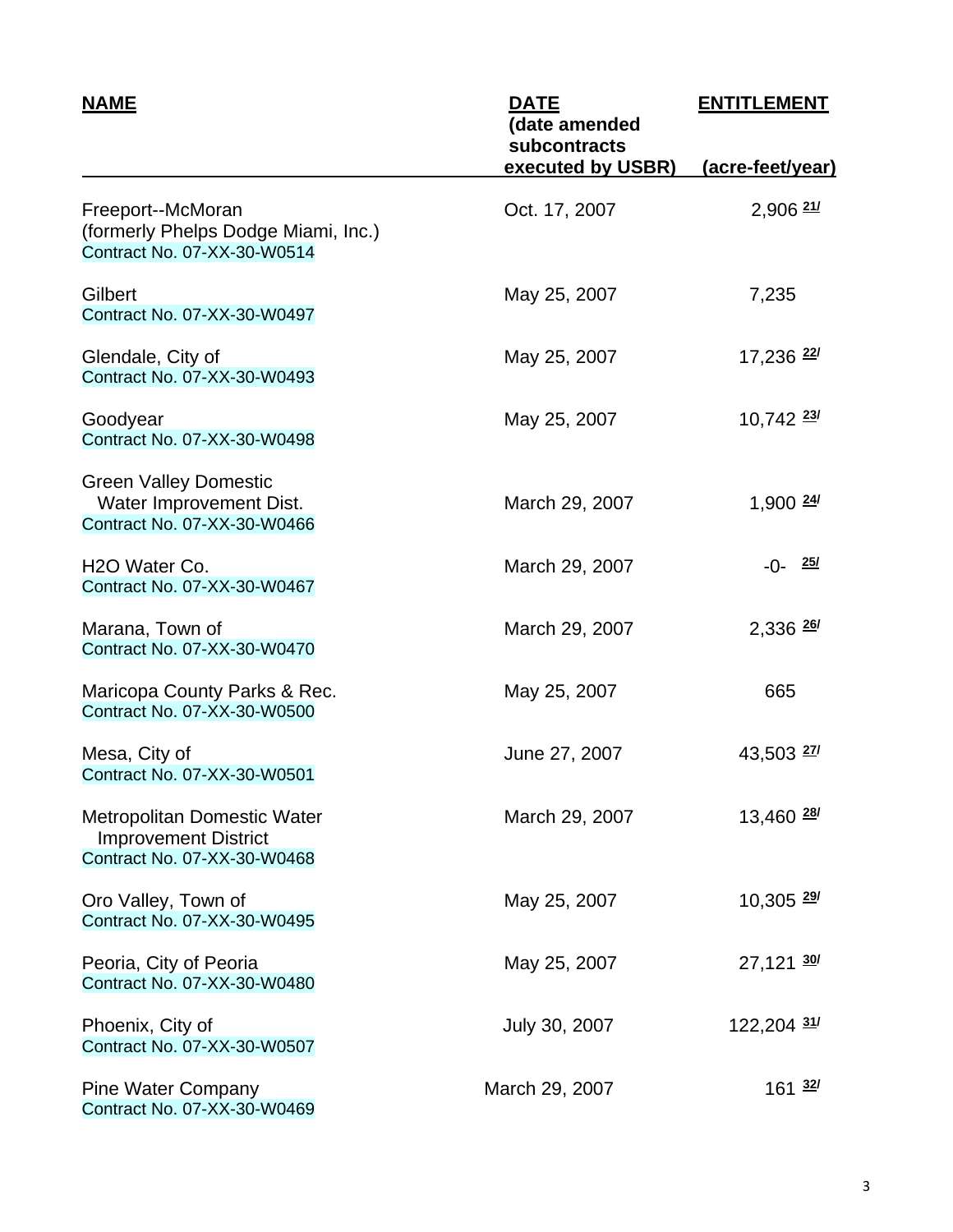| NAME | DATE (date amended subcontracts executed by USBR) | ENTITLEMENT (acre-feet/year) |
|---|---|---|
| Freeport--McMoran (formerly Phelps Dodge Miami, Inc.) Contract No. 07-XX-30-W0514 | Oct. 17, 2007 | 2,906 [21/] |
| Gilbert Contract No. 07-XX-30-W0497 | May 25, 2007 | 7,235 |
| Glendale, City of Contract No. 07-XX-30-W0493 | May 25, 2007 | 17,236 [22/] |
| Goodyear Contract No. 07-XX-30-W0498 | May 25, 2007 | 10,742 [23/] |
| Green Valley Domestic Water Improvement Dist. Contract No. 07-XX-30-W0466 | March 29, 2007 | 1,900 [24/] |
| H2O Water Co. Contract No. 07-XX-30-W0467 | March 29, 2007 | -0- [25/] |
| Marana, Town of Contract No. 07-XX-30-W0470 | March 29, 2007 | 2,336 [26/] |
| Maricopa County Parks & Rec. Contract No. 07-XX-30-W0500 | May 25, 2007 | 665 |
| Mesa, City of Contract No. 07-XX-30-W0501 | June 27, 2007 | 43,503 [27/] |
| Metropolitan Domestic Water Improvement District Contract No. 07-XX-30-W0468 | March 29, 2007 | 13,460 [28/] |
| Oro Valley, Town of Contract No. 07-XX-30-W0495 | May 25, 2007 | 10,305 [29/] |
| Peoria, City of Peoria Contract No. 07-XX-30-W0480 | May 25, 2007 | 27,121 [30/] |
| Phoenix, City of Contract No. 07-XX-30-W0507 | July 30, 2007 | 122,204 [31/] |
| Pine Water Company Contract No. 07-XX-30-W0469 | March 29, 2007 | 161 [32/] |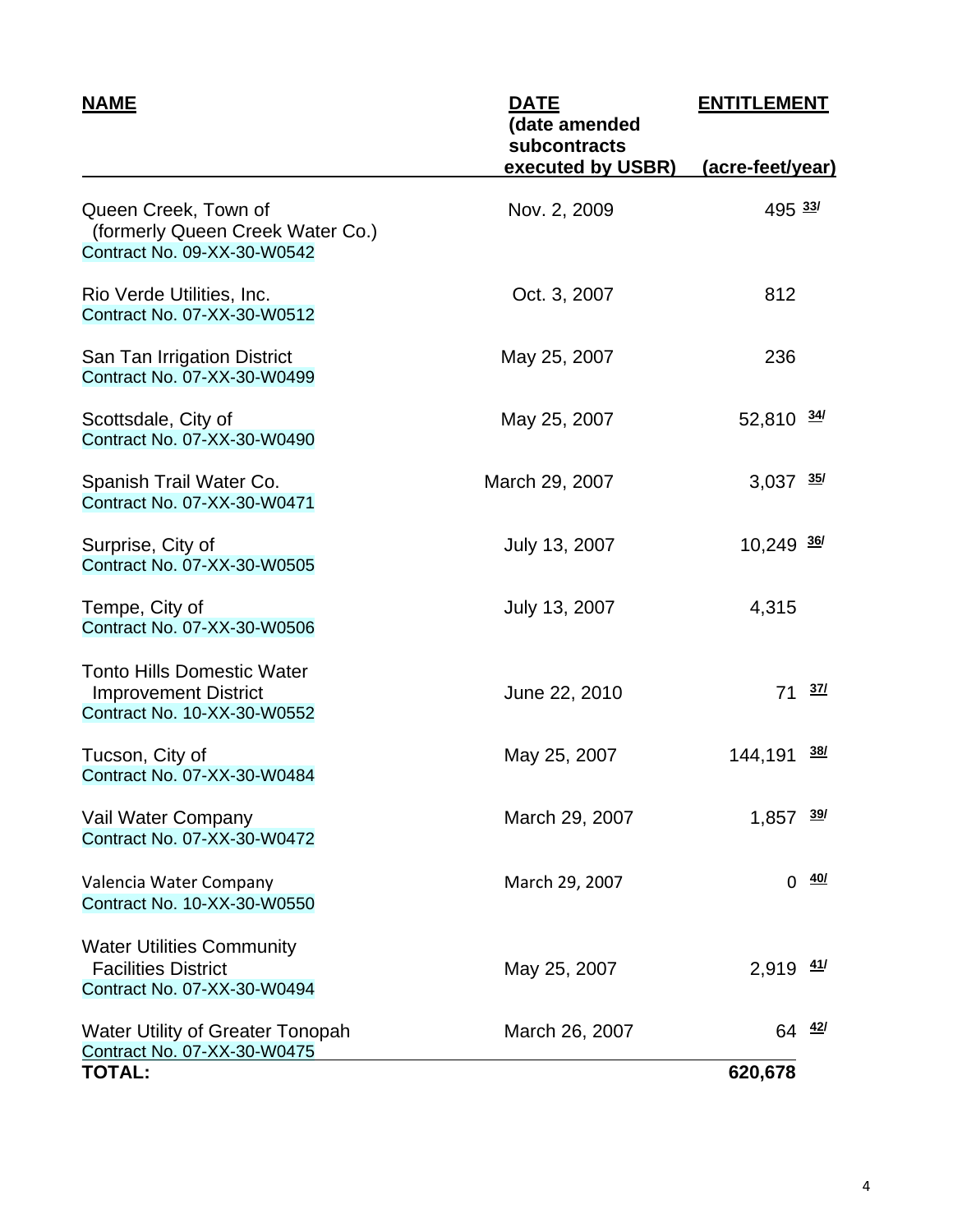| NAME | DATE (date amended subcontracts executed by USBR) | ENTITLEMENT (acre-feet/year) |
| --- | --- | --- |
| Queen Creek, Town of (formerly Queen Creek Water Co.) Contract No. 09-XX-30-W0542 | Nov. 2, 2009 | 495 [33/] |
| Rio Verde Utilities, Inc. Contract No. 07-XX-30-W0512 | Oct. 3, 2007 | 812 |
| San Tan Irrigation District Contract No. 07-XX-30-W0499 | May 25, 2007 | 236 |
| Scottsdale, City of Contract No. 07-XX-30-W0490 | May 25, 2007 | 52,810 [34/] |
| Spanish Trail Water Co. Contract No. 07-XX-30-W0471 | March 29, 2007 | 3,037 [35/] |
| Surprise, City of Contract No. 07-XX-30-W0505 | July 13, 2007 | 10,249 [36/] |
| Tempe, City of Contract No. 07-XX-30-W0506 | July 13, 2007 | 4,315 |
| Tonto Hills Domestic Water Improvement District Contract No. 10-XX-30-W0552 | June 22, 2010 | 71 [37/] |
| Tucson, City of Contract No. 07-XX-30-W0484 | May 25, 2007 | 144,191 [38/] |
| Vail Water Company Contract No. 07-XX-30-W0472 | March 29, 2007 | 1,857 [39/] |
| Valencia Water Company Contract No. 10-XX-30-W0550 | March 29, 2007 | 0 [40/] |
| Water Utilities Community Facilities District Contract No. 07-XX-30-W0494 | May 25, 2007 | 2,919 [41/] |
| Water Utility of Greater Tonopah Contract No. 07-XX-30-W0475 | March 26, 2007 | 64 [42/] |
| **TOTAL:** | | **620,678** |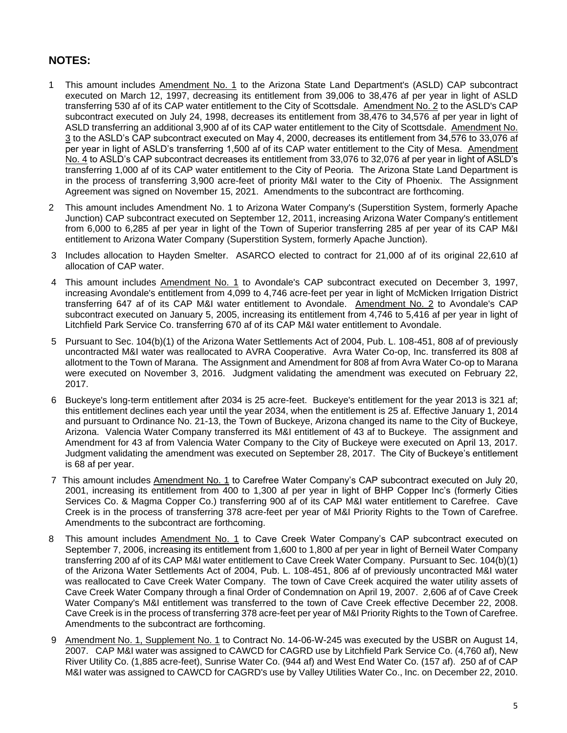## NOTES:

1. This amount includes Amendment No. 1 to the Arizona State Land Department's (ASLD) CAP subcontract executed on March 12, 1997, decreasing its entitlement from 39,006 to 38,476 af per year in light of ASLD transferring 530 af of its CAP water entitlement to the City of Scottsdale. Amendment No. 2 to the ASLD's CAP subcontract executed on July 24, 1998, decreases its entitlement from 38,476 to 34,576 af per year in light of ASLD transferring an additional 3,900 af of its CAP water entitlement to the City of Scottsdale. Amendment No. 3 to the ASLD's CAP subcontract executed on May 4, 2000, decreases its entitlement from 34,576 to 33,076 af per year in light of ASLD's transferring 1,500 af of its CAP water entitlement to the City of Mesa. Amendment No. 4 to ASLD's CAP subcontract decreases its entitlement from 33,076 to 32,076 af per year in light of ASLD's transferring 1,000 af of its CAP water entitlement to the City of Peoria. The Arizona State Land Department is in the process of transferring 3,900 acre-feet of priority M&I water to the City of Phoenix. The Assignment Agreement was signed on November 15, 2021. Amendments to the subcontract are forthcoming.

2. This amount includes Amendment No. 1 to Arizona Water Company's (Superstition System, formerly Apache Junction) CAP subcontract executed on September 12, 2011, increasing Arizona Water Company's entitlement from 6,000 to 6,285 af per year in light of the Town of Superior transferring 285 af per year of its CAP M&I entitlement to Arizona Water Company (Superstition System, formerly Apache Junction).

3. Includes allocation to Hayden Smelter. ASARCO elected to contract for 21,000 af of its original 22,610 af allocation of CAP water.

4. This amount includes Amendment No. 1 to Avondale's CAP subcontract executed on December 3, 1997, increasing Avondale's entitlement from 4,099 to 4,746 acre-feet per year in light of McMicken Irrigation District transferring 647 af of its CAP M&I water entitlement to Avondale. Amendment No. 2 to Avondale's CAP subcontract executed on January 5, 2005, increasing its entitlement from 4,746 to 5,416 af per year in light of Litchfield Park Service Co. transferring 670 af of its CAP M&I water entitlement to Avondale.

5. Pursuant to Sec. 104(b)(1) of the Arizona Water Settlements Act of 2004, Pub. L. 108-451, 808 af of previously uncontracted M&I water was reallocated to AVRA Cooperative. Avra Water Co-op, Inc. transferred its 808 af allotment to the Town of Marana. The Assignment and Amendment for 808 af from Avra Water Co-op to Marana were executed on November 3, 2016. Judgment validating the amendment was executed on February 22, 2017.

6. Buckeye's long-term entitlement after 2034 is 25 acre-feet. Buckeye's entitlement for the year 2013 is 321 af; this entitlement declines each year until the year 2034, when the entitlement is 25 af. Effective January 1, 2014 and pursuant to Ordinance No. 21-13, the Town of Buckeye, Arizona changed its name to the City of Buckeye, Arizona. Valencia Water Company transferred its M&I entitlement of 43 af to Buckeye. The assignment and Amendment for 43 af from Valencia Water Company to the City of Buckeye were executed on April 13, 2017. Judgment validating the amendment was executed on September 28, 2017. The City of Buckeye's entitlement is 68 af per year.

7. This amount includes Amendment No. 1 to Carefree Water Company's CAP subcontract executed on July 20, 2001, increasing its entitlement from 400 to 1,300 af per year in light of BHP Copper Inc's (formerly Cities Services Co. & Magma Copper Co.) transferring 900 af of its CAP M&I water entitlement to Carefree. Cave Creek is in the process of transferring 378 acre-feet per year of M&I Priority Rights to the Town of Carefree. Amendments to the subcontract are forthcoming.

8. This amount includes Amendment No. 1 to Cave Creek Water Company's CAP subcontract executed on September 7, 2006, increasing its entitlement from 1,600 to 1,800 af per year in light of Berneil Water Company transferring 200 af of its CAP M&I water entitlement to Cave Creek Water Company. Pursuant to Sec. 104(b)(1) of the Arizona Water Settlements Act of 2004, Pub. L. 108-451, 806 af of previously uncontracted M&I water was reallocated to Cave Creek Water Company. The town of Cave Creek acquired the water utility assets of Cave Creek Water Company through a final Order of Condemnation on April 19, 2007. 2,606 af of Cave Creek Water Company's M&I entitlement was transferred to the town of Cave Creek effective December 22, 2008. Cave Creek is in the process of transferring 378 acre-feet per year of M&I Priority Rights to the Town of Carefree. Amendments to the subcontract are forthcoming.

9. Amendment No. 1, Supplement No. 1 to Contract No. 14-06-W-245 was executed by the USBR on August 14, 2007. CAP M&I water was assigned to CAWCD for CAGRD use by Litchfield Park Service Co. (4,760 af), New River Utility Co. (1,885 acre-feet), Sunrise Water Co. (944 af) and West End Water Co. (157 af). 250 af of CAP M&I water was assigned to CAWCD for CAGRD's use by Valley Utilities Water Co., Inc. on December 22, 2010.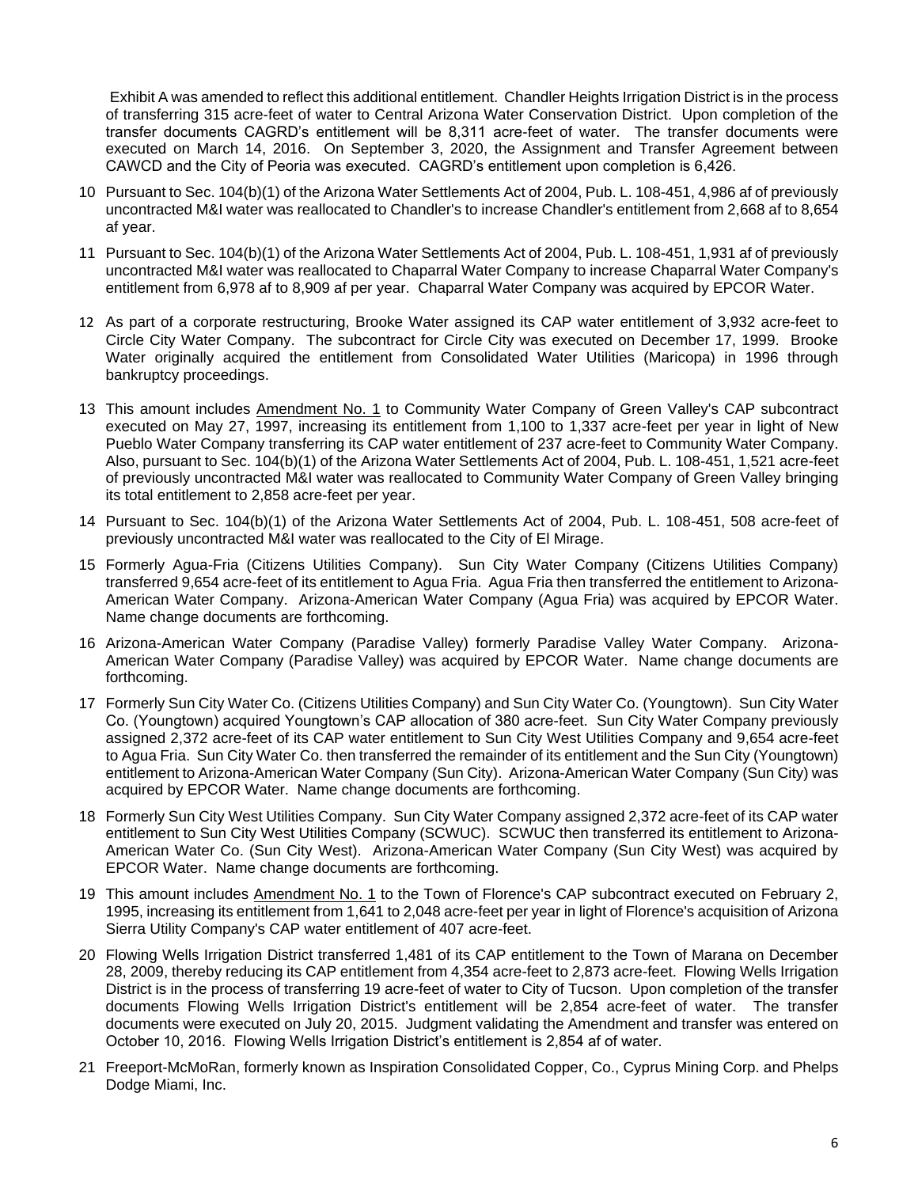Exhibit A was amended to reflect this additional entitlement. Chandler Heights Irrigation District is in the process of transferring 315 acre-feet of water to Central Arizona Water Conservation District. Upon completion of the transfer documents CAGRD's entitlement will be 8,311 acre-feet of water. The transfer documents were executed on March 14, 2016. On September 3, 2020, the Assignment and Transfer Agreement between CAWCD and the City of Peoria was executed. CAGRD's entitlement upon completion is 6,426.

10 Pursuant to Sec. 104(b)(1) of the Arizona Water Settlements Act of 2004, Pub. L. 108-451, 4,986 af of previously uncontracted M&I water was reallocated to Chandler's to increase Chandler's entitlement from 2,668 af to 8,654 af year.

11 Pursuant to Sec. 104(b)(1) of the Arizona Water Settlements Act of 2004, Pub. L. 108-451, 1,931 af of previously uncontracted M&I water was reallocated to Chaparral Water Company to increase Chaparral Water Company's entitlement from 6,978 af to 8,909 af per year. Chaparral Water Company was acquired by EPCOR Water.

12 As part of a corporate restructuring, Brooke Water assigned its CAP water entitlement of 3,932 acre-feet to Circle City Water Company. The subcontract for Circle City was executed on December 17, 1999. Brooke Water originally acquired the entitlement from Consolidated Water Utilities (Maricopa) in 1996 through bankruptcy proceedings.

13 This amount includes Amendment No. 1 to Community Water Company of Green Valley's CAP subcontract executed on May 27, 1997, increasing its entitlement from 1,100 to 1,337 acre-feet per year in light of New Pueblo Water Company transferring its CAP water entitlement of 237 acre-feet to Community Water Company. Also, pursuant to Sec. 104(b)(1) of the Arizona Water Settlements Act of 2004, Pub. L. 108-451, 1,521 acre-feet of previously uncontracted M&I water was reallocated to Community Water Company of Green Valley bringing its total entitlement to 2,858 acre-feet per year.

14 Pursuant to Sec. 104(b)(1) of the Arizona Water Settlements Act of 2004, Pub. L. 108-451, 508 acre-feet of previously uncontracted M&I water was reallocated to the City of El Mirage.

15 Formerly Agua-Fria (Citizens Utilities Company). Sun City Water Company (Citizens Utilities Company) transferred 9,654 acre-feet of its entitlement to Agua Fria. Agua Fria then transferred the entitlement to Arizona-American Water Company. Arizona-American Water Company (Agua Fria) was acquired by EPCOR Water. Name change documents are forthcoming.

16 Arizona-American Water Company (Paradise Valley) formerly Paradise Valley Water Company. Arizona-American Water Company (Paradise Valley) was acquired by EPCOR Water. Name change documents are forthcoming.

17 Formerly Sun City Water Co. (Citizens Utilities Company) and Sun City Water Co. (Youngtown). Sun City Water Co. (Youngtown) acquired Youngtown's CAP allocation of 380 acre-feet. Sun City Water Company previously assigned 2,372 acre-feet of its CAP water entitlement to Sun City West Utilities Company and 9,654 acre-feet to Agua Fria. Sun City Water Co. then transferred the remainder of its entitlement and the Sun City (Youngtown) entitlement to Arizona-American Water Company (Sun City). Arizona-American Water Company (Sun City) was acquired by EPCOR Water. Name change documents are forthcoming.

18 Formerly Sun City West Utilities Company. Sun City Water Company assigned 2,372 acre-feet of its CAP water entitlement to Sun City West Utilities Company (SCWUC). SCWUC then transferred its entitlement to Arizona-American Water Co. (Sun City West). Arizona-American Water Company (Sun City West) was acquired by EPCOR Water. Name change documents are forthcoming.

19 This amount includes Amendment No. 1 to the Town of Florence's CAP subcontract executed on February 2, 1995, increasing its entitlement from 1,641 to 2,048 acre-feet per year in light of Florence's acquisition of Arizona Sierra Utility Company's CAP water entitlement of 407 acre-feet.

20 Flowing Wells Irrigation District transferred 1,481 of its CAP entitlement to the Town of Marana on December 28, 2009, thereby reducing its CAP entitlement from 4,354 acre-feet to 2,873 acre-feet. Flowing Wells Irrigation District is in the process of transferring 19 acre-feet of water to City of Tucson. Upon completion of the transfer documents Flowing Wells Irrigation District's entitlement will be 2,854 acre-feet of water. The transfer documents were executed on July 20, 2015. Judgment validating the Amendment and transfer was entered on October 10, 2016. Flowing Wells Irrigation District's entitlement is 2,854 af of water.

21 Freeport-McMoRan, formerly known as Inspiration Consolidated Copper, Co., Cyprus Mining Corp. and Phelps Dodge Miami, Inc.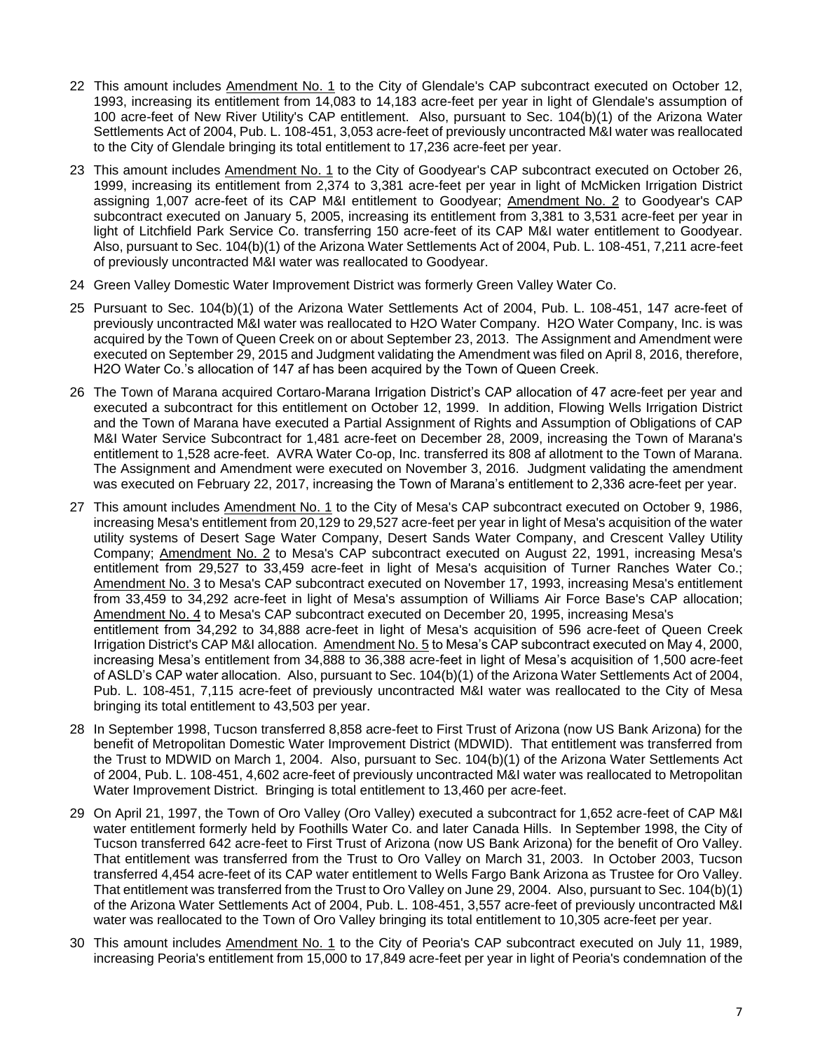22 This amount includes Amendment No. 1 to the City of Glendale's CAP subcontract executed on October 12, 1993, increasing its entitlement from 14,083 to 14,183 acre-feet per year in light of Glendale's assumption of 100 acre-feet of New River Utility's CAP entitlement. Also, pursuant to Sec. 104(b)(1) of the Arizona Water Settlements Act of 2004, Pub. L. 108-451, 3,053 acre-feet of previously uncontracted M&I water was reallocated to the City of Glendale bringing its total entitlement to 17,236 acre-feet per year.

23 This amount includes Amendment No. 1 to the City of Goodyear's CAP subcontract executed on October 26, 1999, increasing its entitlement from 2,374 to 3,381 acre-feet per year in light of McMicken Irrigation District assigning 1,007 acre-feet of its CAP M&I entitlement to Goodyear; Amendment No. 2 to Goodyear's CAP subcontract executed on January 5, 2005, increasing its entitlement from 3,381 to 3,531 acre-feet per year in light of Litchfield Park Service Co. transferring 150 acre-feet of its CAP M&I water entitlement to Goodyear. Also, pursuant to Sec. 104(b)(1) of the Arizona Water Settlements Act of 2004, Pub. L. 108-451, 7,211 acre-feet of previously uncontracted M&I water was reallocated to Goodyear.

24 Green Valley Domestic Water Improvement District was formerly Green Valley Water Co.

25 Pursuant to Sec. 104(b)(1) of the Arizona Water Settlements Act of 2004, Pub. L. 108-451, 147 acre-feet of previously uncontracted M&I water was reallocated to H2O Water Company. H2O Water Company, Inc. is was acquired by the Town of Queen Creek on or about September 23, 2013. The Assignment and Amendment were executed on September 29, 2015 and Judgment validating the Amendment was filed on April 8, 2016, therefore, H2O Water Co.'s allocation of 147 af has been acquired by the Town of Queen Creek.

26 The Town of Marana acquired Cortaro-Marana Irrigation District's CAP allocation of 47 acre-feet per year and executed a subcontract for this entitlement on October 12, 1999. In addition, Flowing Wells Irrigation District and the Town of Marana have executed a Partial Assignment of Rights and Assumption of Obligations of CAP M&I Water Service Subcontract for 1,481 acre-feet on December 28, 2009, increasing the Town of Marana's entitlement to 1,528 acre-feet. AVRA Water Co-op, Inc. transferred its 808 af allotment to the Town of Marana. The Assignment and Amendment were executed on November 3, 2016. Judgment validating the amendment was executed on February 22, 2017, increasing the Town of Marana's entitlement to 2,336 acre-feet per year.

27 This amount includes Amendment No. 1 to the City of Mesa's CAP subcontract executed on October 9, 1986, increasing Mesa's entitlement from 20,129 to 29,527 acre-feet per year in light of Mesa's acquisition of the water utility systems of Desert Sage Water Company, Desert Sands Water Company, and Crescent Valley Utility Company; Amendment No. 2 to Mesa's CAP subcontract executed on August 22, 1991, increasing Mesa's entitlement from 29,527 to 33,459 acre-feet in light of Mesa's acquisition of Turner Ranches Water Co.; Amendment No. 3 to Mesa's CAP subcontract executed on November 17, 1993, increasing Mesa's entitlement from 33,459 to 34,292 acre-feet in light of Mesa's assumption of Williams Air Force Base's CAP allocation; Amendment No. 4 to Mesa's CAP subcontract executed on December 20, 1995, increasing Mesa's entitlement from 34,292 to 34,888 acre-feet in light of Mesa's acquisition of 596 acre-feet of Queen Creek Irrigation District's CAP M&I allocation. Amendment No. 5 to Mesa's CAP subcontract executed on May 4, 2000, increasing Mesa's entitlement from 34,888 to 36,388 acre-feet in light of Mesa's acquisition of 1,500 acre-feet of ASLD's CAP water allocation. Also, pursuant to Sec. 104(b)(1) of the Arizona Water Settlements Act of 2004, Pub. L. 108-451, 7,115 acre-feet of previously uncontracted M&I water was reallocated to the City of Mesa bringing its total entitlement to 43,503 per year.

28 In September 1998, Tucson transferred 8,858 acre-feet to First Trust of Arizona (now US Bank Arizona) for the benefit of Metropolitan Domestic Water Improvement District (MDWID). That entitlement was transferred from the Trust to MDWID on March 1, 2004. Also, pursuant to Sec. 104(b)(1) of the Arizona Water Settlements Act of 2004, Pub. L. 108-451, 4,602 acre-feet of previously uncontracted M&I water was reallocated to Metropolitan Water Improvement District. Bringing is total entitlement to 13,460 per acre-feet.

29 On April 21, 1997, the Town of Oro Valley (Oro Valley) executed a subcontract for 1,652 acre-feet of CAP M&I water entitlement formerly held by Foothills Water Co. and later Canada Hills. In September 1998, the City of Tucson transferred 642 acre-feet to First Trust of Arizona (now US Bank Arizona) for the benefit of Oro Valley. That entitlement was transferred from the Trust to Oro Valley on March 31, 2003. In October 2003, Tucson transferred 4,454 acre-feet of its CAP water entitlement to Wells Fargo Bank Arizona as Trustee for Oro Valley. That entitlement was transferred from the Trust to Oro Valley on June 29, 2004. Also, pursuant to Sec. 104(b)(1) of the Arizona Water Settlements Act of 2004, Pub. L. 108-451, 3,557 acre-feet of previously uncontracted M&I water was reallocated to the Town of Oro Valley bringing its total entitlement to 10,305 acre-feet per year.

30 This amount includes Amendment No. 1 to the City of Peoria's CAP subcontract executed on July 11, 1989, increasing Peoria's entitlement from 15,000 to 17,849 acre-feet per year in light of Peoria's condemnation of the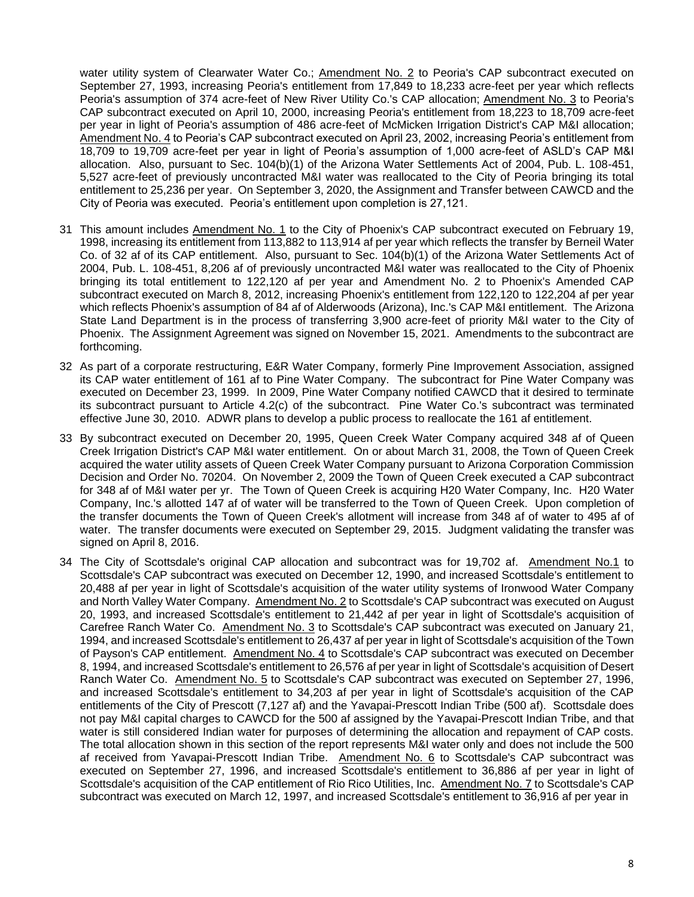water utility system of Clearwater Water Co.; Amendment No. 2 to Peoria's CAP subcontract executed on September 27, 1993, increasing Peoria's entitlement from 17,849 to 18,233 acre-feet per year which reflects Peoria's assumption of 374 acre-feet of New River Utility Co.'s CAP allocation; Amendment No. 3 to Peoria's CAP subcontract executed on April 10, 2000, increasing Peoria's entitlement from 18,223 to 18,709 acre-feet per year in light of Peoria's assumption of 486 acre-feet of McMicken Irrigation District's CAP M&I allocation; Amendment No. 4 to Peoria's CAP subcontract executed on April 23, 2002, increasing Peoria's entitlement from 18,709 to 19,709 acre-feet per year in light of Peoria's assumption of 1,000 acre-feet of ASLD's CAP M&I allocation. Also, pursuant to Sec. 104(b)(1) of the Arizona Water Settlements Act of 2004, Pub. L. 108-451, 5,527 acre-feet of previously uncontracted M&I water was reallocated to the City of Peoria bringing its total entitlement to 25,236 per year. On September 3, 2020, the Assignment and Transfer between CAWCD and the City of Peoria was executed. Peoria's entitlement upon completion is 27,121.

31 This amount includes Amendment No. 1 to the City of Phoenix's CAP subcontract executed on February 19, 1998, increasing its entitlement from 113,882 to 113,914 af per year which reflects the transfer by Berneil Water Co. of 32 af of its CAP entitlement. Also, pursuant to Sec. 104(b)(1) of the Arizona Water Settlements Act of 2004, Pub. L. 108-451, 8,206 af of previously uncontracted M&I water was reallocated to the City of Phoenix bringing its total entitlement to 122,120 af per year and Amendment No. 2 to Phoenix's Amended CAP subcontract executed on March 8, 2012, increasing Phoenix's entitlement from 122,120 to 122,204 af per year which reflects Phoenix's assumption of 84 af of Alderwoods (Arizona), Inc.'s CAP M&I entitlement. The Arizona State Land Department is in the process of transferring 3,900 acre-feet of priority M&I water to the City of Phoenix. The Assignment Agreement was signed on November 15, 2021. Amendments to the subcontract are forthcoming.

32 As part of a corporate restructuring, E&R Water Company, formerly Pine Improvement Association, assigned its CAP water entitlement of 161 af to Pine Water Company. The subcontract for Pine Water Company was executed on December 23, 1999. In 2009, Pine Water Company notified CAWCD that it desired to terminate its subcontract pursuant to Article 4.2(c) of the subcontract. Pine Water Co.'s subcontract was terminated effective June 30, 2010. ADWR plans to develop a public process to reallocate the 161 af entitlement.

33 By subcontract executed on December 20, 1995, Queen Creek Water Company acquired 348 af of Queen Creek Irrigation District's CAP M&I water entitlement. On or about March 31, 2008, the Town of Queen Creek acquired the water utility assets of Queen Creek Water Company pursuant to Arizona Corporation Commission Decision and Order No. 70204. On November 2, 2009 the Town of Queen Creek executed a CAP subcontract for 348 af of M&I water per yr. The Town of Queen Creek is acquiring H20 Water Company, Inc. H20 Water Company, Inc.'s allotted 147 af of water will be transferred to the Town of Queen Creek. Upon completion of the transfer documents the Town of Queen Creek's allotment will increase from 348 af of water to 495 af of water. The transfer documents were executed on September 29, 2015. Judgment validating the transfer was signed on April 8, 2016.

34 The City of Scottsdale's original CAP allocation and subcontract was for 19,702 af. Amendment No.1 to Scottsdale's CAP subcontract was executed on December 12, 1990, and increased Scottsdale's entitlement to 20,488 af per year in light of Scottsdale's acquisition of the water utility systems of Ironwood Water Company and North Valley Water Company. Amendment No. 2 to Scottsdale's CAP subcontract was executed on August 20, 1993, and increased Scottsdale's entitlement to 21,442 af per year in light of Scottsdale's acquisition of Carefree Ranch Water Co. Amendment No. 3 to Scottsdale's CAP subcontract was executed on January 21, 1994, and increased Scottsdale's entitlement to 26,437 af per year in light of Scottsdale's acquisition of the Town of Payson's CAP entitlement. Amendment No. 4 to Scottsdale's CAP subcontract was executed on December 8, 1994, and increased Scottsdale's entitlement to 26,576 af per year in light of Scottsdale's acquisition of Desert Ranch Water Co. Amendment No. 5 to Scottsdale's CAP subcontract was executed on September 27, 1996, and increased Scottsdale's entitlement to 34,203 af per year in light of Scottsdale's acquisition of the CAP entitlements of the City of Prescott (7,127 af) and the Yavapai-Prescott Indian Tribe (500 af). Scottsdale does not pay M&I capital charges to CAWCD for the 500 af assigned by the Yavapai-Prescott Indian Tribe, and that water is still considered Indian water for purposes of determining the allocation and repayment of CAP costs. The total allocation shown in this section of the report represents M&I water only and does not include the 500 af received from Yavapai-Prescott Indian Tribe. Amendment No. 6 to Scottsdale's CAP subcontract was executed on September 27, 1996, and increased Scottsdale's entitlement to 36,886 af per year in light of Scottsdale's acquisition of the CAP entitlement of Rio Rico Utilities, Inc. Amendment No. 7 to Scottsdale's CAP subcontract was executed on March 12, 1997, and increased Scottsdale's entitlement to 36,916 af per year in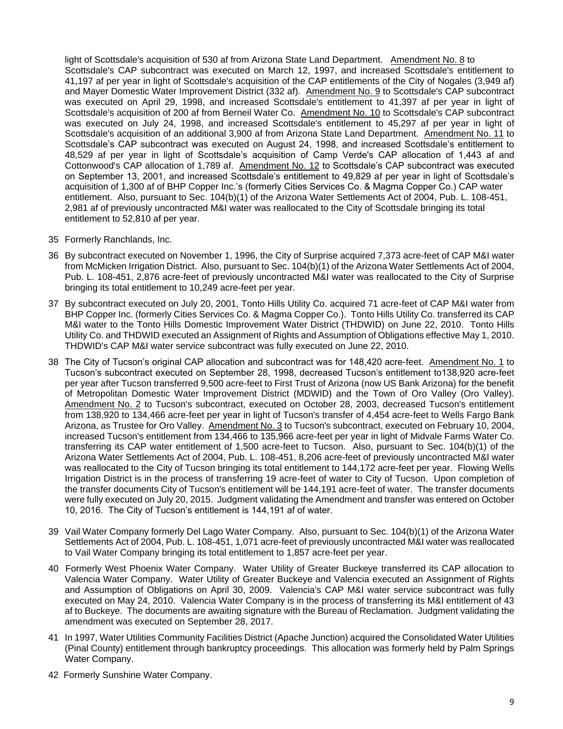light of Scottsdale's acquisition of 530 af from Arizona State Land Department. Amendment No. 8 to Scottsdale's CAP subcontract was executed on March 12, 1997, and increased Scottsdale's entitlement to 41,197 af per year in light of Scottsdale's acquisition of the CAP entitlements of the City of Nogales (3,949 af) and Mayer Domestic Water Improvement District (332 af). Amendment No. 9 to Scottsdale's CAP subcontract was executed on April 29, 1998, and increased Scottsdale's entitlement to 41,397 af per year in light of Scottsdale's acquisition of 200 af from Berneil Water Co. Amendment No. 10 to Scottsdale's CAP subcontract was executed on July 24, 1998, and increased Scottsdale's entitlement to 45,297 af per year in light of Scottsdale's acquisition of an additional 3,900 af from Arizona State Land Department. Amendment No. 11 to Scottsdale's CAP subcontract was executed on August 24, 1998, and increased Scottsdale's entitlement to 48,529 af per year in light of Scottsdale's acquisition of Camp Verde's CAP allocation of 1,443 af and Cottonwood's CAP allocation of 1,789 af. Amendment No. 12 to Scottsdale's CAP subcontract was executed on September 13, 2001, and increased Scottsdale's entitlement to 49,829 af per year in light of Scottsdale's acquisition of 1,300 af of BHP Copper Inc.'s (formerly Cities Services Co. & Magma Copper Co.) CAP water entitlement. Also, pursuant to Sec. 104(b)(1) of the Arizona Water Settlements Act of 2004, Pub. L. 108-451, 2,981 af of previously uncontracted M&I water was reallocated to the City of Scottsdale bringing its total entitlement to 52,810 af per year.

35 Formerly Ranchlands, Inc.

36 By subcontract executed on November 1, 1996, the City of Surprise acquired 7,373 acre-feet of CAP M&I water from McMicken Irrigation District. Also, pursuant to Sec. 104(b)(1) of the Arizona Water Settlements Act of 2004, Pub. L. 108-451, 2,876 acre-feet of previously uncontracted M&I water was reallocated to the City of Surprise bringing its total entitlement to 10,249 acre-feet per year.

37 By subcontract executed on July 20, 2001, Tonto Hills Utility Co. acquired 71 acre-feet of CAP M&I water from BHP Copper Inc. (formerly Cities Services Co. & Magma Copper Co.). Tonto Hills Utility Co. transferred its CAP M&I water to the Tonto Hills Domestic Improvement Water District (THDWID) on June 22, 2010. Tonto Hills Utility Co. and THDWID executed an Assignment of Rights and Assumption of Obligations effective May 1, 2010. THDWID's CAP M&I water service subcontract was fully executed on June 22, 2010.

38 The City of Tucson's original CAP allocation and subcontract was for 148,420 acre-feet. Amendment No. 1 to Tucson's subcontract executed on September 28, 1998, decreased Tucson's entitlement to138,920 acre-feet per year after Tucson transferred 9,500 acre-feet to First Trust of Arizona (now US Bank Arizona) for the benefit of Metropolitan Domestic Water Improvement District (MDWID) and the Town of Oro Valley (Oro Valley). Amendment No. 2 to Tucson's subcontract, executed on October 28, 2003, decreased Tucson's entitlement from 138,920 to 134,466 acre-feet per year in light of Tucson's transfer of 4,454 acre-feet to Wells Fargo Bank Arizona, as Trustee for Oro Valley. Amendment No. 3 to Tucson's subcontract, executed on February 10, 2004, increased Tucson's entitlement from 134,466 to 135,966 acre-feet per year in light of Midvale Farms Water Co. transferring its CAP water entitlement of 1,500 acre-feet to Tucson. Also, pursuant to Sec. 104(b)(1) of the Arizona Water Settlements Act of 2004, Pub. L. 108-451, 8,206 acre-feet of previously uncontracted M&I water was reallocated to the City of Tucson bringing its total entitlement to 144,172 acre-feet per year. Flowing Wells Irrigation District is in the process of transferring 19 acre-feet of water to City of Tucson. Upon completion of the transfer documents City of Tucson's entitlement will be 144,191 acre-feet of water. The transfer documents were fully executed on July 20, 2015. Judgment validating the Amendment and transfer was entered on October 10, 2016. The City of Tucson's entitlement is 144,191 af of water.

39 Vail Water Company formerly Del Lago Water Company. Also, pursuant to Sec. 104(b)(1) of the Arizona Water Settlements Act of 2004, Pub. L. 108-451, 1,071 acre-feet of previously uncontracted M&I water was reallocated to Vail Water Company bringing its total entitlement to 1,857 acre-feet per year.

40 Formerly West Phoenix Water Company. Water Utility of Greater Buckeye transferred its CAP allocation to Valencia Water Company. Water Utility of Greater Buckeye and Valencia executed an Assignment of Rights and Assumption of Obligations on April 30, 2009. Valencia's CAP M&I water service subcontract was fully executed on May 24, 2010. Valencia Water Company is in the process of transferring its M&I entitlement of 43 af to Buckeye. The documents are awaiting signature with the Bureau of Reclamation. Judgment validating the amendment was executed on September 28, 2017.

41 In 1997, Water Utilities Community Facilities District (Apache Junction) acquired the Consolidated Water Utilities (Pinal County) entitlement through bankruptcy proceedings. This allocation was formerly held by Palm Springs Water Company.

42 Formerly Sunshine Water Company.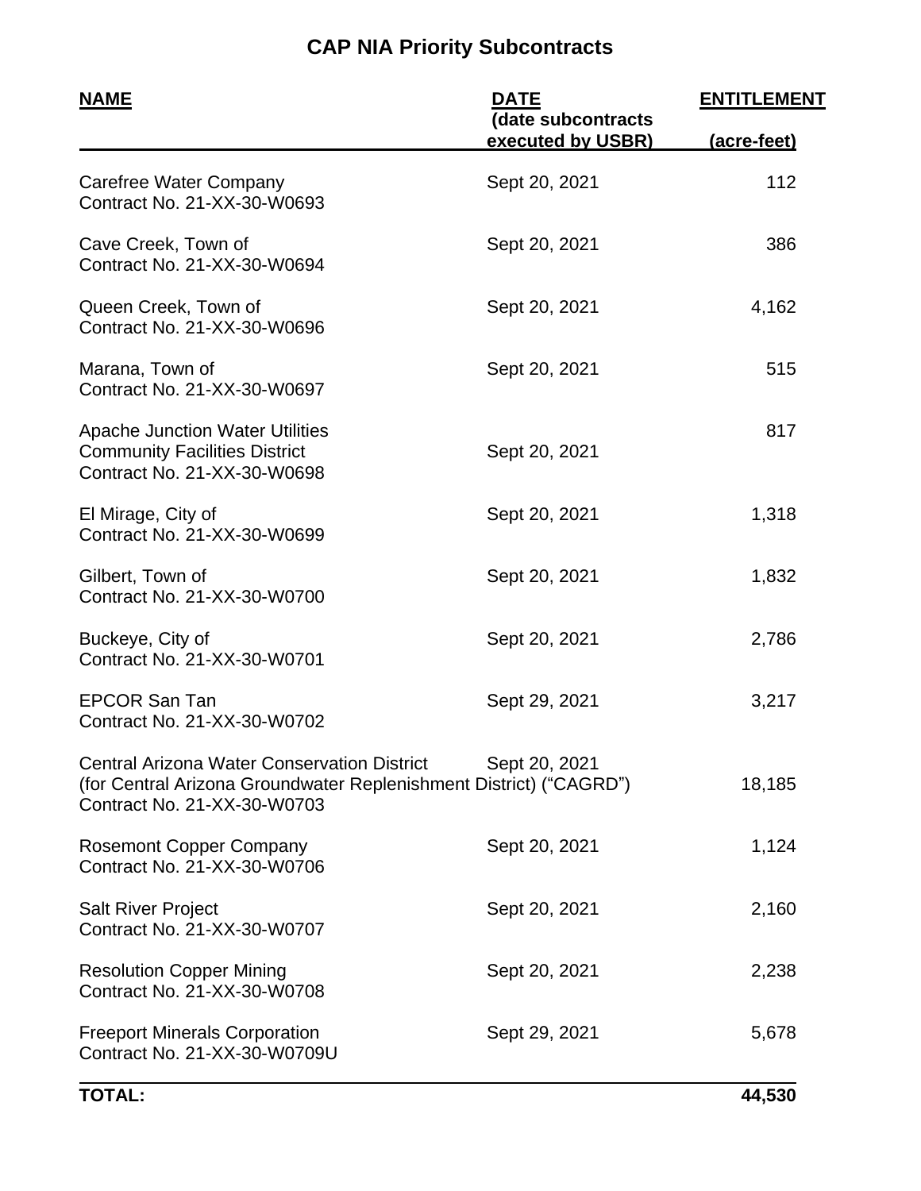# CAP NIA Priority Subcontracts

| NAME | DATE (date subcontracts executed by USBR) | ENTITLEMENT (acre-feet) |
|---|---|---|
| Carefree Water Company<br>Contract No. 21-XX-30-W0693 | Sept 20, 2021 | 112 |
| Cave Creek, Town of<br>Contract No. 21-XX-30-W0694 | Sept 20, 2021 | 386 |
| Queen Creek, Town of<br>Contract No. 21-XX-30-W0696 | Sept 20, 2021 | 4,162 |
| Marana, Town of<br>Contract No. 21-XX-30-W0697 | Sept 20, 2021 | 515 |
| Apache Junction Water Utilities Community Facilities District<br>Contract No. 21-XX-30-W0698 | Sept 20, 2021 | 817 |
| El Mirage, City of<br>Contract No. 21-XX-30-W0699 | Sept 20, 2021 | 1,318 |
| Gilbert, Town of<br>Contract No. 21-XX-30-W0700 | Sept 20, 2021 | 1,832 |
| Buckeye, City of<br>Contract No. 21-XX-30-W0701 | Sept 20, 2021 | 2,786 |
| EPCOR San Tan<br>Contract No. 21-XX-30-W0702 | Sept 29, 2021 | 3,217 |
| Central Arizona Water Conservation District (for Central Arizona Groundwater Replenishment District) ("CAGRD")<br>Contract No. 21-XX-30-W0703 | Sept 20, 2021 | 18,185 |
| Rosemont Copper Company<br>Contract No. 21-XX-30-W0706 | Sept 20, 2021 | 1,124 |
| Salt River Project<br>Contract No. 21-XX-30-W0707 | Sept 20, 2021 | 2,160 |
| Resolution Copper Mining<br>Contract No. 21-XX-30-W0708 | Sept 20, 2021 | 2,238 |
| Freeport Minerals Corporation<br>Contract No. 21-XX-30-W0709U | Sept 29, 2021 | 5,678 |
| **TOTAL:** | | **44,530** |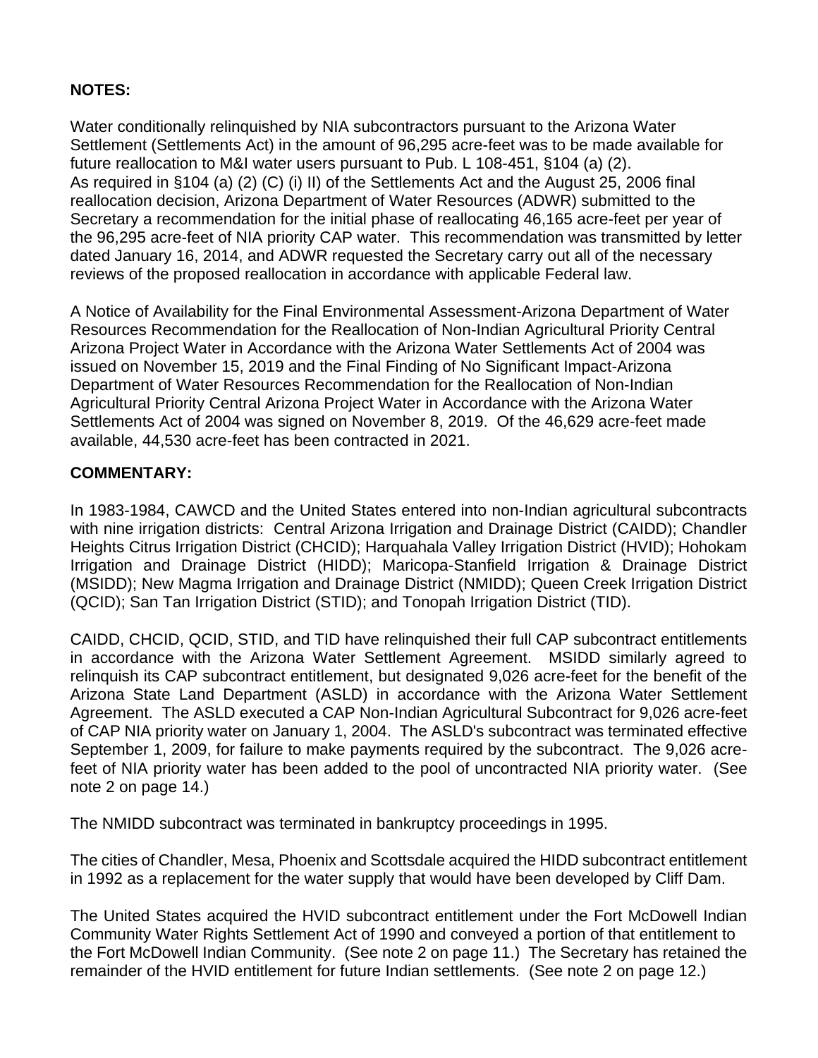**NOTES:**

Water conditionally relinquished by NIA subcontractors pursuant to the Arizona Water Settlement (Settlements Act) in the amount of 96,295 acre-feet was to be made available for future reallocation to M&I water users pursuant to Pub. L 108-451, §104 (a) (2). As required in §104 (a) (2) (C) (i) II) of the Settlements Act and the August 25, 2006 final reallocation decision, Arizona Department of Water Resources (ADWR) submitted to the Secretary a recommendation for the initial phase of reallocating 46,165 acre-feet per year of the 96,295 acre-feet of NIA priority CAP water. This recommendation was transmitted by letter dated January 16, 2014, and ADWR requested the Secretary carry out all of the necessary reviews of the proposed reallocation in accordance with applicable Federal law.

A Notice of Availability for the Final Environmental Assessment-Arizona Department of Water Resources Recommendation for the Reallocation of Non-Indian Agricultural Priority Central Arizona Project Water in Accordance with the Arizona Water Settlements Act of 2004 was issued on November 15, 2019 and the Final Finding of No Significant Impact-Arizona Department of Water Resources Recommendation for the Reallocation of Non-Indian Agricultural Priority Central Arizona Project Water in Accordance with the Arizona Water Settlements Act of 2004 was signed on November 8, 2019. Of the 46,629 acre-feet made available, 44,530 acre-feet has been contracted in 2021.

**COMMENTARY:**

In 1983-1984, CAWCD and the United States entered into non-Indian agricultural subcontracts with nine irrigation districts: Central Arizona Irrigation and Drainage District (CAIDD); Chandler Heights Citrus Irrigation District (CHCID); Harquahala Valley Irrigation District (HVID); Hohokam Irrigation and Drainage District (HIDD); Maricopa-Stanfield Irrigation & Drainage District (MSIDD); New Magma Irrigation and Drainage District (NMIDD); Queen Creek Irrigation District (QCID); San Tan Irrigation District (STID); and Tonopah Irrigation District (TID).

CAIDD, CHCID, QCID, STID, and TID have relinquished their full CAP subcontract entitlements in accordance with the Arizona Water Settlement Agreement. MSIDD similarly agreed to relinquish its CAP subcontract entitlement, but designated 9,026 acre-feet for the benefit of the Arizona State Land Department (ASLD) in accordance with the Arizona Water Settlement Agreement. The ASLD executed a CAP Non-Indian Agricultural Subcontract for 9,026 acre-feet of CAP NIA priority water on January 1, 2004. The ASLD's subcontract was terminated effective September 1, 2009, for failure to make payments required by the subcontract. The 9,026 acre-feet of NIA priority water has been added to the pool of uncontracted NIA priority water. (See note 2 on page 14.)

The NMIDD subcontract was terminated in bankruptcy proceedings in 1995.

The cities of Chandler, Mesa, Phoenix and Scottsdale acquired the HIDD subcontract entitlement in 1992 as a replacement for the water supply that would have been developed by Cliff Dam.

The United States acquired the HVID subcontract entitlement under the Fort McDowell Indian Community Water Rights Settlement Act of 1990 and conveyed a portion of that entitlement to the Fort McDowell Indian Community. (See note 2 on page 11.) The Secretary has retained the remainder of the HVID entitlement for future Indian settlements. (See note 2 on page 12.)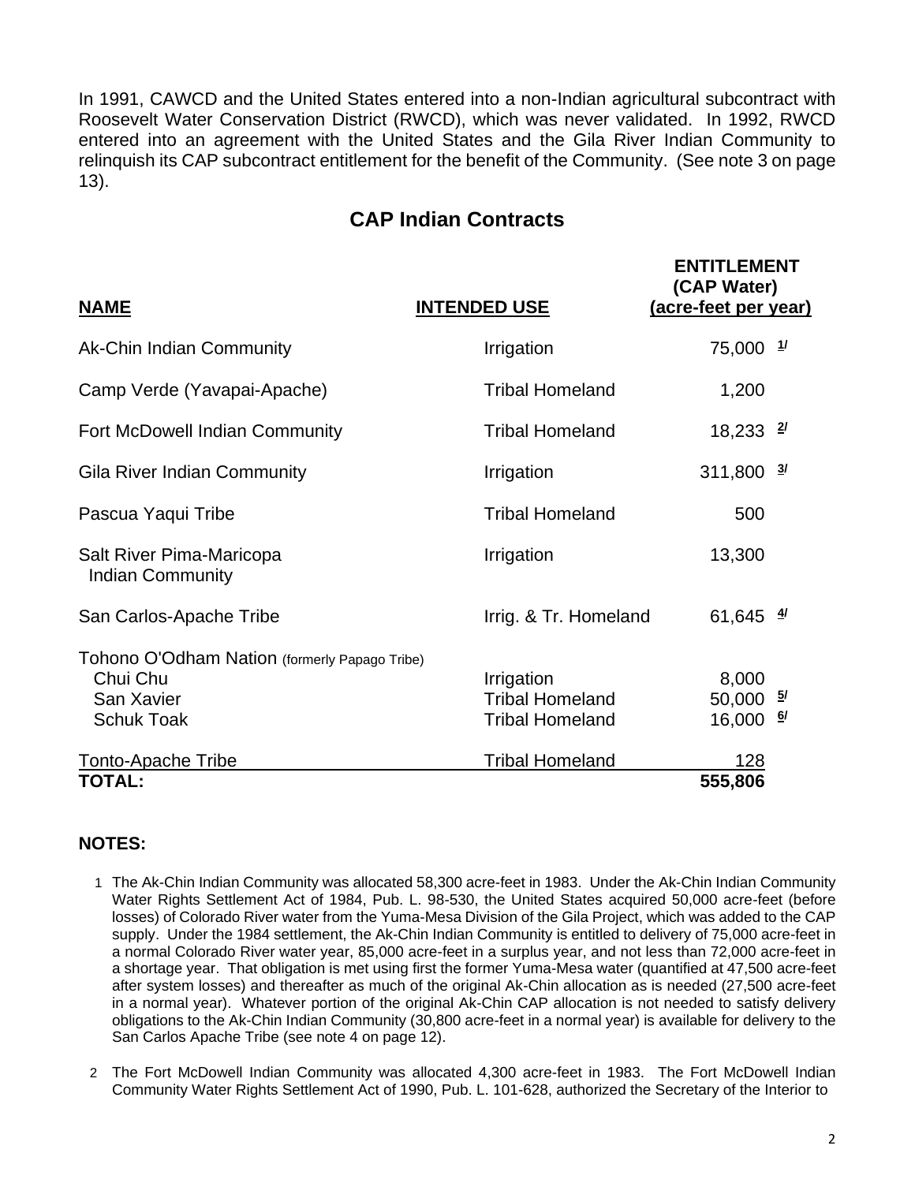In 1991, CAWCD and the United States entered into a non-Indian agricultural subcontract with Roosevelt Water Conservation District (RWCD), which was never validated. In 1992, RWCD entered into an agreement with the United States and the Gila River Indian Community to relinquish its CAP subcontract entitlement for the benefit of the Community. (See note 3 on page 13).

## CAP Indian Contracts

| NAME | INTENDED USE | ENTITLEMENT (CAP Water) (acre-feet per year) |
|---|---|---|
| Ak-Chin Indian Community | Irrigation | 75,000 1/ |
| Camp Verde (Yavapai-Apache) | Tribal Homeland | 1,200 |
| Fort McDowell Indian Community | Tribal Homeland | 18,233 2/ |
| Gila River Indian Community | Irrigation | 311,800 3/ |
| Pascua Yaqui Tribe | Tribal Homeland | 500 |
| Salt River Pima-Maricopa Indian Community | Irrigation | 13,300 |
| San Carlos-Apache Tribe | Irrig. & Tr. Homeland | 61,645 4/ |
| Tohono O'Odham Nation (formerly Papago Tribe) | | |
| Chui Chu | Irrigation | 8,000 |
| San Xavier | Tribal Homeland | 50,000 5/ |
| Schuk Toak | Tribal Homeland | 16,000 6/ |
| Tonto-Apache Tribe | Tribal Homeland | 128 |
| **TOTAL:** | | **555,806** |

### NOTES:

1 The Ak-Chin Indian Community was allocated 58,300 acre-feet in 1983. Under the Ak-Chin Indian Community Water Rights Settlement Act of 1984, Pub. L. 98-530, the United States acquired 50,000 acre-feet (before losses) of Colorado River water from the Yuma-Mesa Division of the Gila Project, which was added to the CAP supply. Under the 1984 settlement, the Ak-Chin Indian Community is entitled to delivery of 75,000 acre-feet in a normal Colorado River water year, 85,000 acre-feet in a surplus year, and not less than 72,000 acre-feet in a shortage year. That obligation is met using first the former Yuma-Mesa water (quantified at 47,500 acre-feet after system losses) and thereafter as much of the original Ak-Chin allocation as is needed (27,500 acre-feet in a normal year). Whatever portion of the original Ak-Chin CAP allocation is not needed to satisfy delivery obligations to the Ak-Chin Indian Community (30,800 acre-feet in a normal year) is available for delivery to the San Carlos Apache Tribe (see note 4 on page 12).

2 The Fort McDowell Indian Community was allocated 4,300 acre-feet in 1983. The Fort McDowell Indian Community Water Rights Settlement Act of 1990, Pub. L. 101-628, authorized the Secretary of the Interior to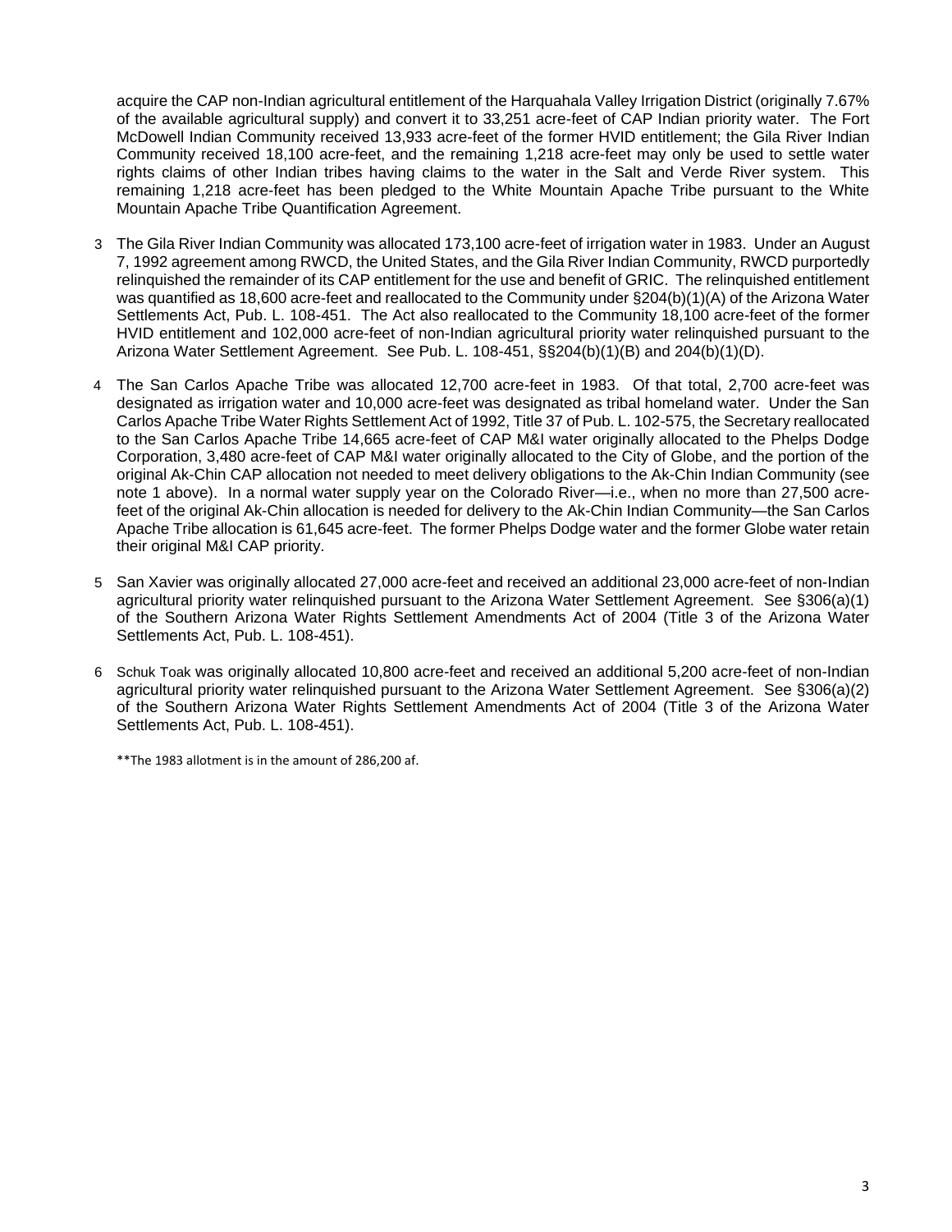acquire the CAP non-Indian agricultural entitlement of the Harquahala Valley Irrigation District (originally 7.67% of the available agricultural supply) and convert it to 33,251 acre-feet of CAP Indian priority water. The Fort McDowell Indian Community received 13,933 acre-feet of the former HVID entitlement; the Gila River Indian Community received 18,100 acre-feet, and the remaining 1,218 acre-feet may only be used to settle water rights claims of other Indian tribes having claims to the water in the Salt and Verde River system. This remaining 1,218 acre-feet has been pledged to the White Mountain Apache Tribe pursuant to the White Mountain Apache Tribe Quantification Agreement.

3 The Gila River Indian Community was allocated 173,100 acre-feet of irrigation water in 1983. Under an August 7, 1992 agreement among RWCD, the United States, and the Gila River Indian Community, RWCD purportedly relinquished the remainder of its CAP entitlement for the use and benefit of GRIC. The relinquished entitlement was quantified as 18,600 acre-feet and reallocated to the Community under §204(b)(1)(A) of the Arizona Water Settlements Act, Pub. L. 108-451. The Act also reallocated to the Community 18,100 acre-feet of the former HVID entitlement and 102,000 acre-feet of non-Indian agricultural priority water relinquished pursuant to the Arizona Water Settlement Agreement. See Pub. L. 108-451, §§204(b)(1)(B) and 204(b)(1)(D).

4 The San Carlos Apache Tribe was allocated 12,700 acre-feet in 1983. Of that total, 2,700 acre-feet was designated as irrigation water and 10,000 acre-feet was designated as tribal homeland water. Under the San Carlos Apache Tribe Water Rights Settlement Act of 1992, Title 37 of Pub. L. 102-575, the Secretary reallocated to the San Carlos Apache Tribe 14,665 acre-feet of CAP M&I water originally allocated to the Phelps Dodge Corporation, 3,480 acre-feet of CAP M&I water originally allocated to the City of Globe, and the portion of the original Ak-Chin CAP allocation not needed to meet delivery obligations to the Ak-Chin Indian Community (see note 1 above). In a normal water supply year on the Colorado River—i.e., when no more than 27,500 acre-feet of the original Ak-Chin allocation is needed for delivery to the Ak-Chin Indian Community—the San Carlos Apache Tribe allocation is 61,645 acre-feet. The former Phelps Dodge water and the former Globe water retain their original M&I CAP priority.

5 San Xavier was originally allocated 27,000 acre-feet and received an additional 23,000 acre-feet of non-Indian agricultural priority water relinquished pursuant to the Arizona Water Settlement Agreement. See §306(a)(1) of the Southern Arizona Water Rights Settlement Amendments Act of 2004 (Title 3 of the Arizona Water Settlements Act, Pub. L. 108-451).

6 Schuk Toak was originally allocated 10,800 acre-feet and received an additional 5,200 acre-feet of non-Indian agricultural priority water relinquished pursuant to the Arizona Water Settlement Agreement. See §306(a)(2) of the Southern Arizona Water Rights Settlement Amendments Act of 2004 (Title 3 of the Arizona Water Settlements Act, Pub. L. 108-451).

**The 1983 allotment is in the amount of 286,200 af.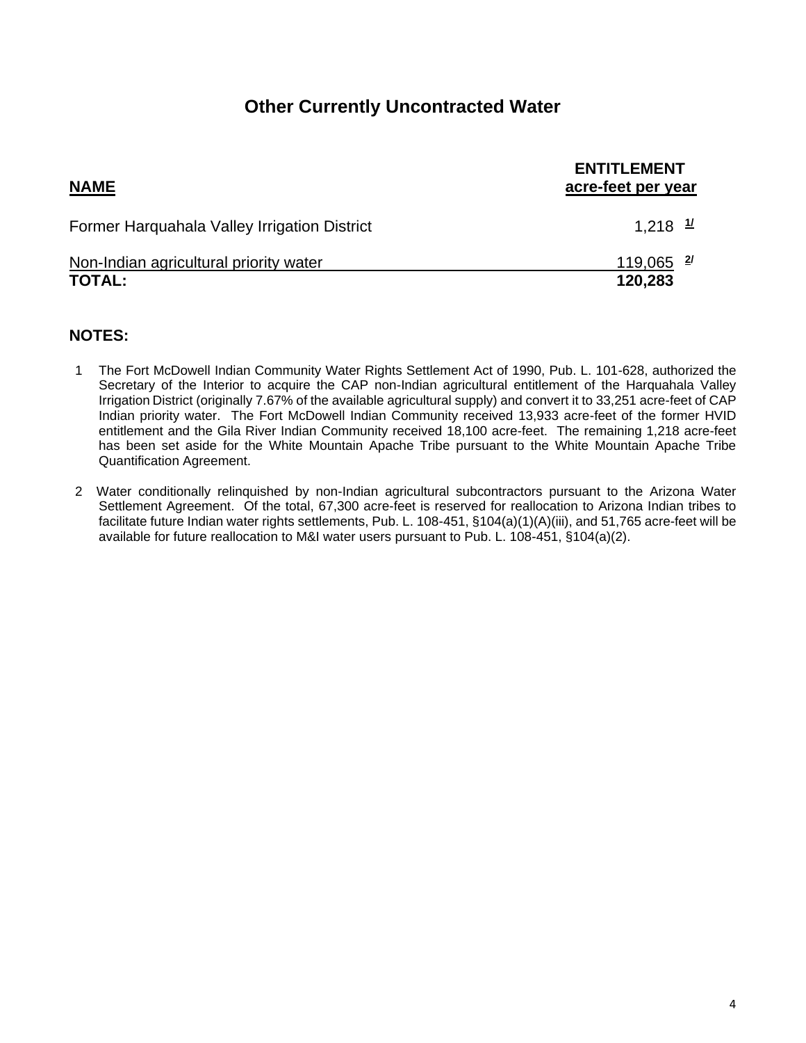# Other Currently Uncontracted Water

| NAME | ENTITLEMENT acre-feet per year |
|---|---|
| Former Harquahala Valley Irrigation District | 1,218 [1/] |
| Non-Indian agricultural priority water | 119,065 [2/] |
| **TOTAL:** | **120,283** |

**NOTES:**

1. The Fort McDowell Indian Community Water Rights Settlement Act of 1990, Pub. L. 101-628, authorized the Secretary of the Interior to acquire the CAP non-Indian agricultural entitlement of the Harquahala Valley Irrigation District (originally 7.67% of the available agricultural supply) and convert it to 33,251 acre-feet of CAP Indian priority water. The Fort McDowell Indian Community received 13,933 acre-feet of the former HVID entitlement and the Gila River Indian Community received 18,100 acre-feet. The remaining 1,218 acre-feet has been set aside for the White Mountain Apache Tribe pursuant to the White Mountain Apache Tribe Quantification Agreement.

2. Water conditionally relinquished by non-Indian agricultural subcontractors pursuant to the Arizona Water Settlement Agreement. Of the total, 67,300 acre-feet is reserved for reallocation to Arizona Indian tribes to facilitate future Indian water rights settlements, Pub. L. 108-451, §104(a)(1)(A)(iii), and 51,765 acre-feet will be available for future reallocation to M&I water users pursuant to Pub. L. 108-451, §104(a)(2).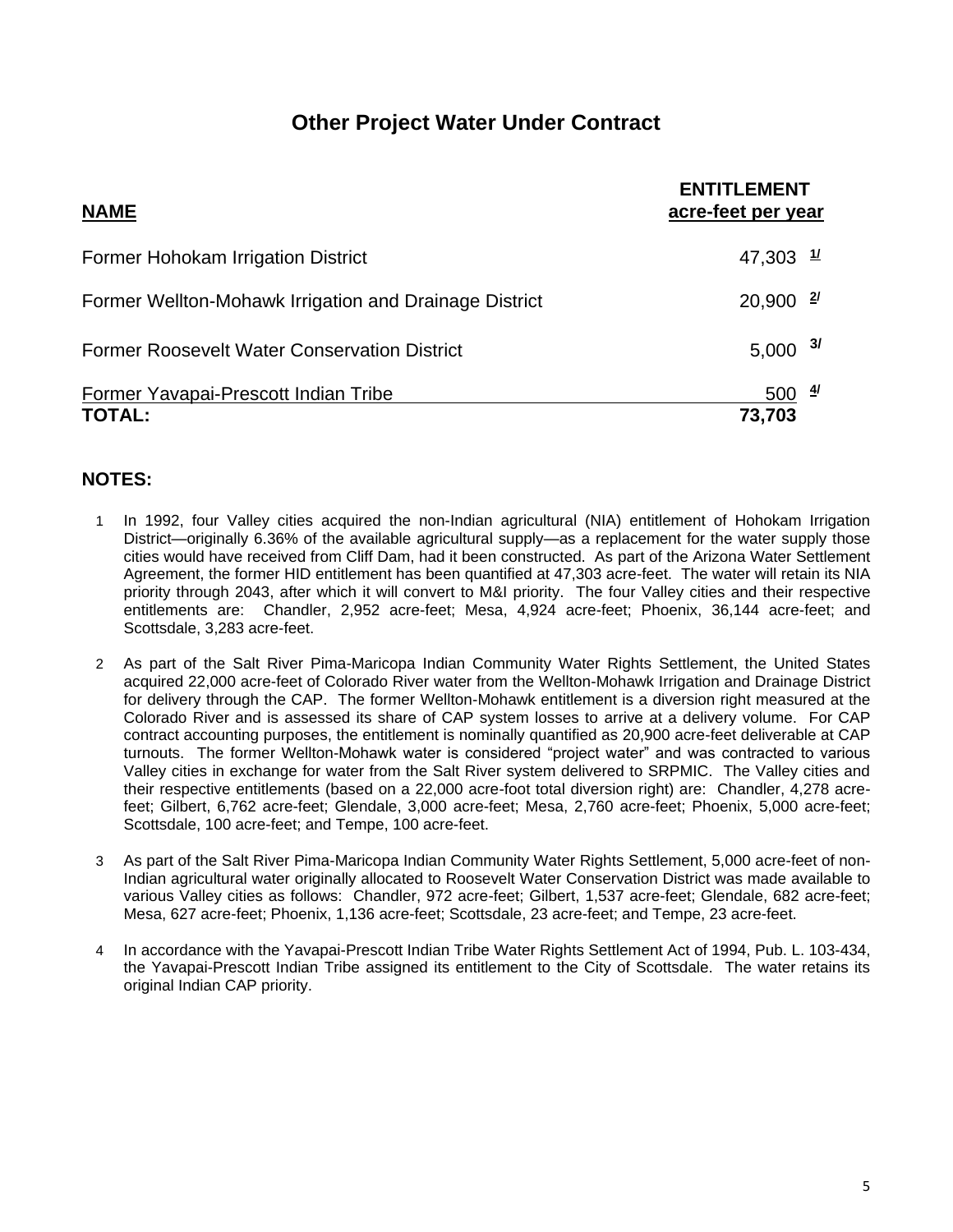# Other Project Water Under Contract

| NAME | ENTITLEMENT acre-feet per year |
|---|---|
| Former Hohokam Irrigation District | 47,303 [1/] |
| Former Wellton-Mohawk Irrigation and Drainage District | 20,900 [2/] |
| Former Roosevelt Water Conservation District | 5,000 [3/] |
| Former Yavapai-Prescott Indian Tribe | 500 [4/] |
| **TOTAL:** | **73,703** |

## NOTES:

1. In 1992, four Valley cities acquired the non-Indian agricultural (NIA) entitlement of Hohokam Irrigation District—originally 6.36% of the available agricultural supply—as a replacement for the water supply those cities would have received from Cliff Dam, had it been constructed. As part of the Arizona Water Settlement Agreement, the former HID entitlement has been quantified at 47,303 acre-feet. The water will retain its NIA priority through 2043, after which it will convert to M&I priority. The four Valley cities and their respective entitlements are: Chandler, 2,952 acre-feet; Mesa, 4,924 acre-feet; Phoenix, 36,144 acre-feet; and Scottsdale, 3,283 acre-feet.

2. As part of the Salt River Pima-Maricopa Indian Community Water Rights Settlement, the United States acquired 22,000 acre-feet of Colorado River water from the Wellton-Mohawk Irrigation and Drainage District for delivery through the CAP. The former Wellton-Mohawk entitlement is a diversion right measured at the Colorado River and is assessed its share of CAP system losses to arrive at a delivery volume. For CAP contract accounting purposes, the entitlement is nominally quantified as 20,900 acre-feet deliverable at CAP turnouts. The former Wellton-Mohawk water is considered "project water" and was contracted to various Valley cities in exchange for water from the Salt River system delivered to SRPMIC. The Valley cities and their respective entitlements (based on a 22,000 acre-foot total diversion right) are: Chandler, 4,278 acre-feet; Gilbert, 6,762 acre-feet; Glendale, 3,000 acre-feet; Mesa, 2,760 acre-feet; Phoenix, 5,000 acre-feet; Scottsdale, 100 acre-feet; and Tempe, 100 acre-feet.

3. As part of the Salt River Pima-Maricopa Indian Community Water Rights Settlement, 5,000 acre-feet of non-Indian agricultural water originally allocated to Roosevelt Water Conservation District was made available to various Valley cities as follows: Chandler, 972 acre-feet; Gilbert, 1,537 acre-feet; Glendale, 682 acre-feet; Mesa, 627 acre-feet; Phoenix, 1,136 acre-feet; Scottsdale, 23 acre-feet; and Tempe, 23 acre-feet.

4. In accordance with the Yavapai-Prescott Indian Tribe Water Rights Settlement Act of 1994, Pub. L. 103-434, the Yavapai-Prescott Indian Tribe assigned its entitlement to the City of Scottsdale. The water retains its original Indian CAP priority.